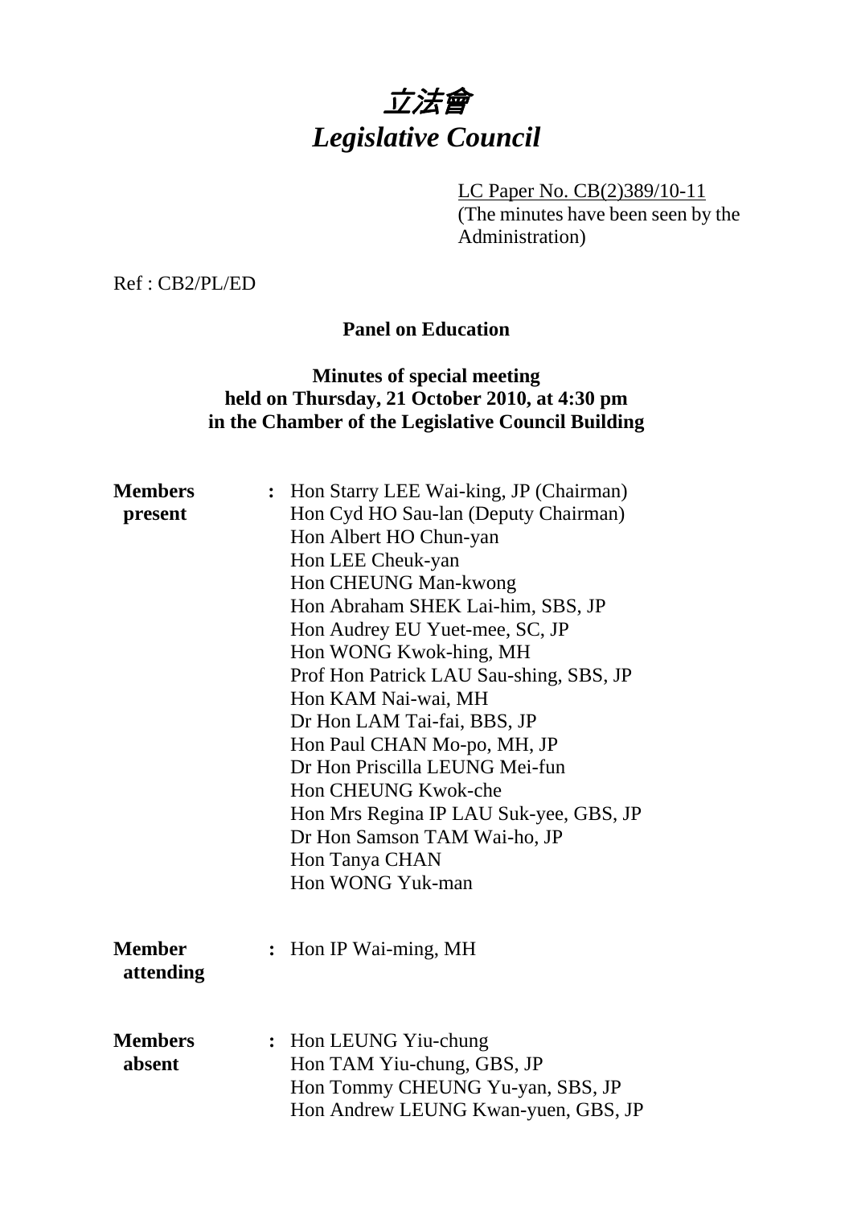# *立法會*
# *Legislative Council*

LC Paper No. CB(2)389/10-11
(The minutes have been seen by the Administration)

Ref : CB2/PL/ED

**Panel on Education**

**Minutes of special meeting held on Thursday, 21 October 2010, at 4:30 pm in the Chamber of the Legislative Council Building**

**Members present** : Hon Starry LEE Wai-king, JP (Chairman)
Hon Cyd HO Sau-lan (Deputy Chairman)
Hon Albert HO Chun-yan
Hon LEE Cheuk-yan
Hon CHEUNG Man-kwong
Hon Abraham SHEK Lai-him, SBS, JP
Hon Audrey EU Yuet-mee, SC, JP
Hon WONG Kwok-hing, MH
Prof Hon Patrick LAU Sau-shing, SBS, JP
Hon KAM Nai-wai, MH
Dr Hon LAM Tai-fai, BBS, JP
Hon Paul CHAN Mo-po, MH, JP
Dr Hon Priscilla LEUNG Mei-fun
Hon CHEUNG Kwok-che
Hon Mrs Regina IP LAU Suk-yee, GBS, JP
Dr Hon Samson TAM Wai-ho, JP
Hon Tanya CHAN
Hon WONG Yuk-man

**Member attending** : Hon IP Wai-ming, MH

**Members absent** : Hon LEUNG Yiu-chung
Hon TAM Yiu-chung, GBS, JP
Hon Tommy CHEUNG Yu-yan, SBS, JP
Hon Andrew LEUNG Kwan-yuen, GBS, JP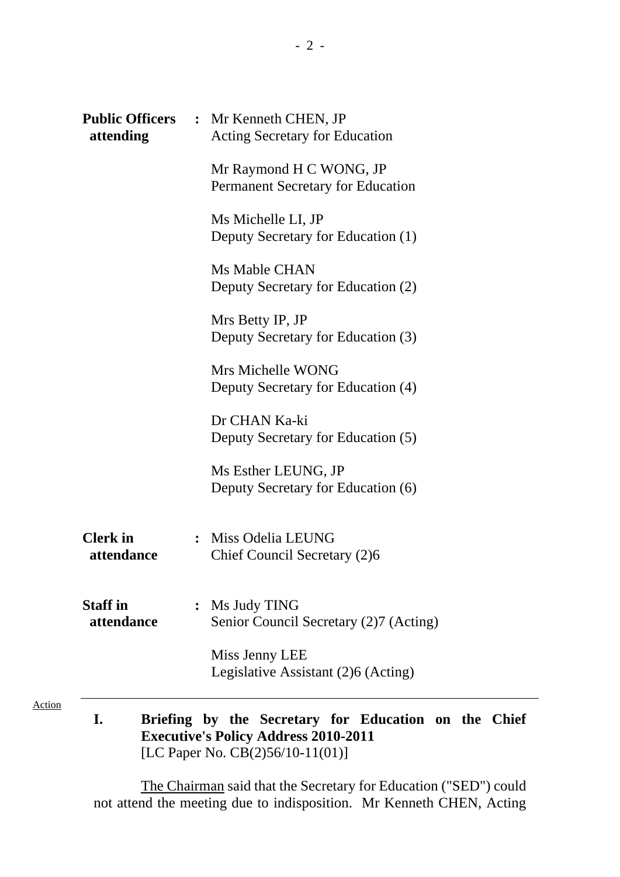**Public Officers attending** : Mr Kenneth CHEN, JP
Acting Secretary for Education

Mr Raymond H C WONG, JP
Permanent Secretary for Education

Ms Michelle LI, JP
Deputy Secretary for Education (1)

Ms Mable CHAN
Deputy Secretary for Education (2)

Mrs Betty IP, JP
Deputy Secretary for Education (3)

Mrs Michelle WONG
Deputy Secretary for Education (4)

Dr CHAN Ka-ki
Deputy Secretary for Education (5)

Ms Esther LEUNG, JP
Deputy Secretary for Education (6)

**Clerk in attendance** : Miss Odelia LEUNG
Chief Council Secretary (2)6

**Staff in attendance** : Ms Judy TING
Senior Council Secretary (2)7 (Acting)

Miss Jenny LEE
Legislative Assistant (2)6 (Acting)

Action

---

**I. Briefing by the Secretary for Education on the Chief Executive's Policy Address 2010-2011**
[LC Paper No. CB(2)56/10-11(01)]

The Chairman said that the Secretary for Education ("SED") could not attend the meeting due to indisposition. Mr Kenneth CHEN, Acting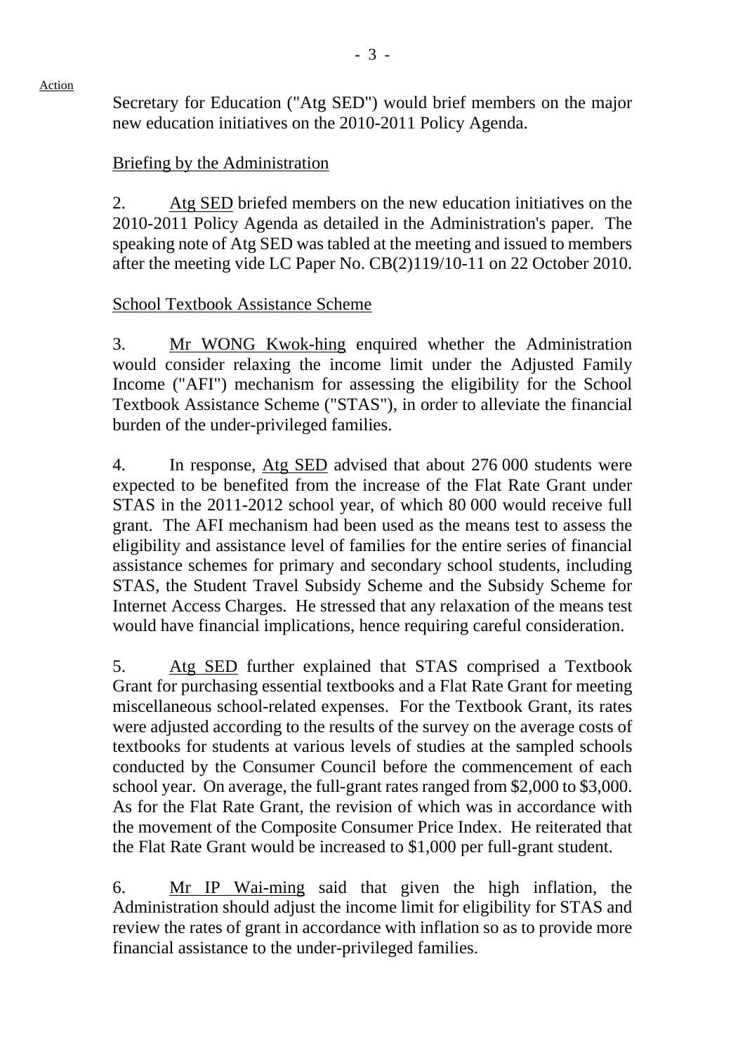Action

Secretary for Education ("Atg SED") would brief members on the major new education initiatives on the 2010-2011 Policy Agenda.

Briefing by the Administration

2. Atg SED briefed members on the new education initiatives on the 2010-2011 Policy Agenda as detailed in the Administration's paper. The speaking note of Atg SED was tabled at the meeting and issued to members after the meeting vide LC Paper No. CB(2)119/10-11 on 22 October 2010.

School Textbook Assistance Scheme

3. Mr WONG Kwok-hing enquired whether the Administration would consider relaxing the income limit under the Adjusted Family Income ("AFI") mechanism for assessing the eligibility for the School Textbook Assistance Scheme ("STAS"), in order to alleviate the financial burden of the under-privileged families.

4. In response, Atg SED advised that about 276 000 students were expected to be benefited from the increase of the Flat Rate Grant under STAS in the 2011-2012 school year, of which 80 000 would receive full grant. The AFI mechanism had been used as the means test to assess the eligibility and assistance level of families for the entire series of financial assistance schemes for primary and secondary school students, including STAS, the Student Travel Subsidy Scheme and the Subsidy Scheme for Internet Access Charges. He stressed that any relaxation of the means test would have financial implications, hence requiring careful consideration.

5. Atg SED further explained that STAS comprised a Textbook Grant for purchasing essential textbooks and a Flat Rate Grant for meeting miscellaneous school-related expenses. For the Textbook Grant, its rates were adjusted according to the results of the survey on the average costs of textbooks for students at various levels of studies at the sampled schools conducted by the Consumer Council before the commencement of each school year. On average, the full-grant rates ranged from $2,000 to $3,000. As for the Flat Rate Grant, the revision of which was in accordance with the movement of the Composite Consumer Price Index. He reiterated that the Flat Rate Grant would be increased to $1,000 per full-grant student.

6. Mr IP Wai-ming said that given the high inflation, the Administration should adjust the income limit for eligibility for STAS and review the rates of grant in accordance with inflation so as to provide more financial assistance to the under-privileged families.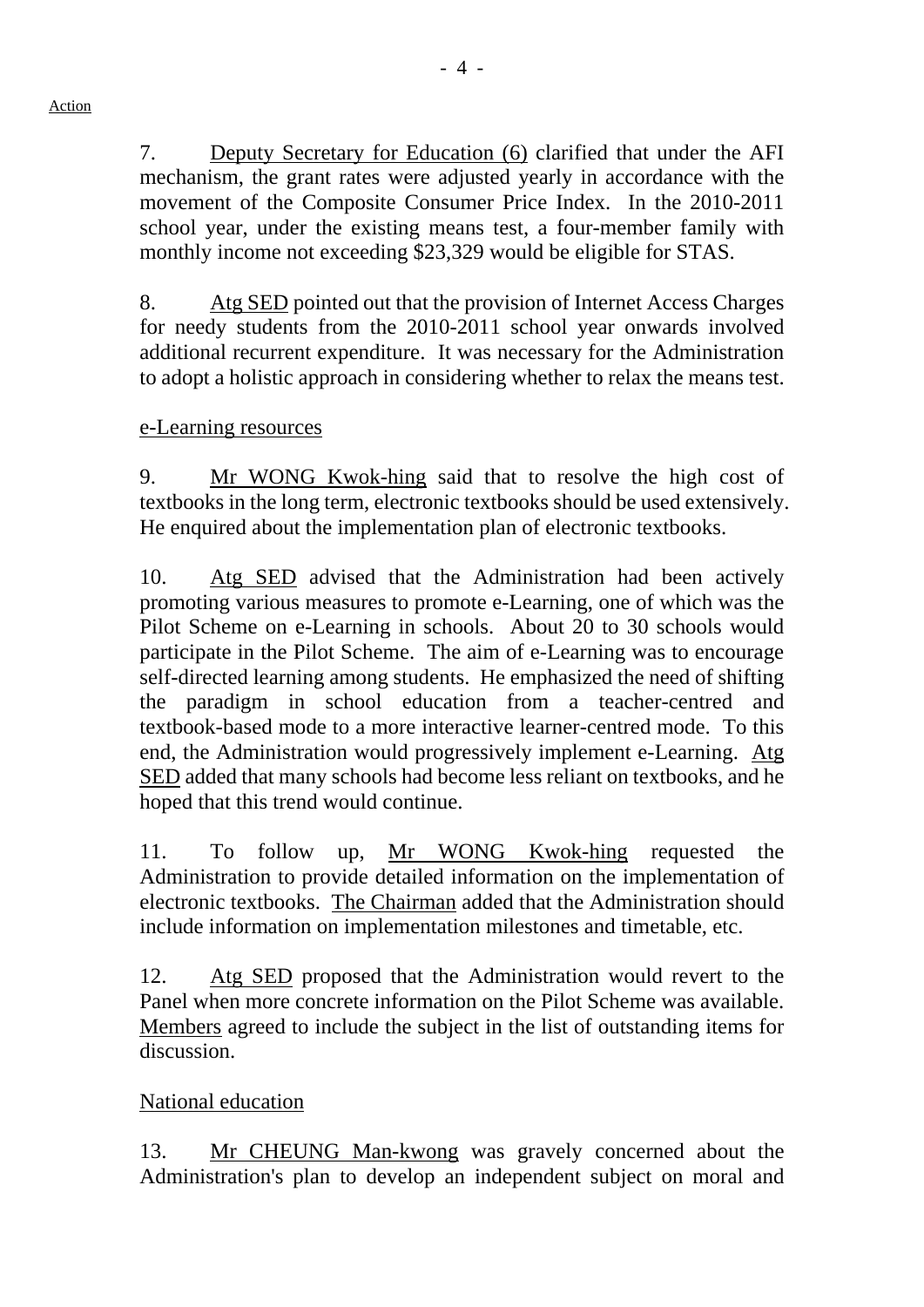Action

7. Deputy Secretary for Education (6) clarified that under the AFI mechanism, the grant rates were adjusted yearly in accordance with the movement of the Composite Consumer Price Index. In the 2010-2011 school year, under the existing means test, a four-member family with monthly income not exceeding $23,329 would be eligible for STAS.

8. Atg SED pointed out that the provision of Internet Access Charges for needy students from the 2010-2011 school year onwards involved additional recurrent expenditure. It was necessary for the Administration to adopt a holistic approach in considering whether to relax the means test.

e-Learning resources

9. Mr WONG Kwok-hing said that to resolve the high cost of textbooks in the long term, electronic textbooks should be used extensively. He enquired about the implementation plan of electronic textbooks.

10. Atg SED advised that the Administration had been actively promoting various measures to promote e-Learning, one of which was the Pilot Scheme on e-Learning in schools. About 20 to 30 schools would participate in the Pilot Scheme. The aim of e-Learning was to encourage self-directed learning among students. He emphasized the need of shifting the paradigm in school education from a teacher-centred and textbook-based mode to a more interactive learner-centred mode. To this end, the Administration would progressively implement e-Learning. Atg SED added that many schools had become less reliant on textbooks, and he hoped that this trend would continue.

11. To follow up, Mr WONG Kwok-hing requested the Administration to provide detailed information on the implementation of electronic textbooks. The Chairman added that the Administration should include information on implementation milestones and timetable, etc.

12. Atg SED proposed that the Administration would revert to the Panel when more concrete information on the Pilot Scheme was available. Members agreed to include the subject in the list of outstanding items for discussion.

National education

13. Mr CHEUNG Man-kwong was gravely concerned about the Administration's plan to develop an independent subject on moral and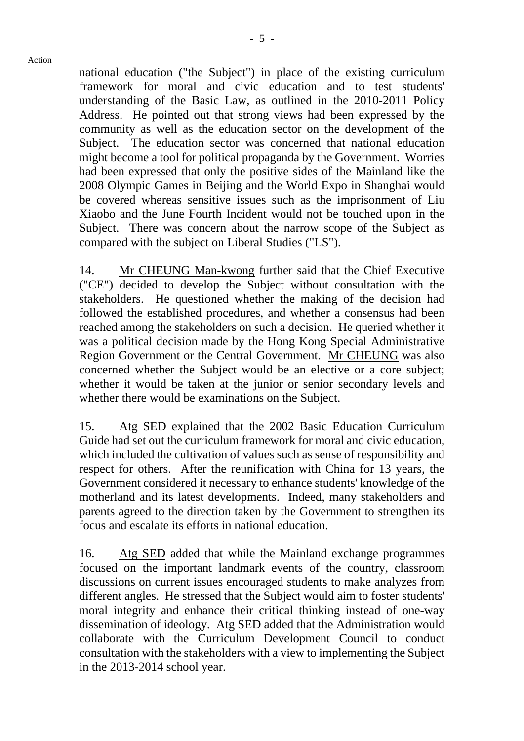national education ("the Subject") in place of the existing curriculum framework for moral and civic education and to test students' understanding of the Basic Law, as outlined in the 2010-2011 Policy Address. He pointed out that strong views had been expressed by the community as well as the education sector on the development of the Subject. The education sector was concerned that national education might become a tool for political propaganda by the Government. Worries had been expressed that only the positive sides of the Mainland like the 2008 Olympic Games in Beijing and the World Expo in Shanghai would be covered whereas sensitive issues such as the imprisonment of Liu Xiaobo and the June Fourth Incident would not be touched upon in the Subject. There was concern about the narrow scope of the Subject as compared with the subject on Liberal Studies ("LS").

14. Mr CHEUNG Man-kwong further said that the Chief Executive ("CE") decided to develop the Subject without consultation with the stakeholders. He questioned whether the making of the decision had followed the established procedures, and whether a consensus had been reached among the stakeholders on such a decision. He queried whether it was a political decision made by the Hong Kong Special Administrative Region Government or the Central Government. Mr CHEUNG was also concerned whether the Subject would be an elective or a core subject; whether it would be taken at the junior or senior secondary levels and whether there would be examinations on the Subject.

15. Atg SED explained that the 2002 Basic Education Curriculum Guide had set out the curriculum framework for moral and civic education, which included the cultivation of values such as sense of responsibility and respect for others. After the reunification with China for 13 years, the Government considered it necessary to enhance students' knowledge of the motherland and its latest developments. Indeed, many stakeholders and parents agreed to the direction taken by the Government to strengthen its focus and escalate its efforts in national education.

16. Atg SED added that while the Mainland exchange programmes focused on the important landmark events of the country, classroom discussions on current issues encouraged students to make analyzes from different angles. He stressed that the Subject would aim to foster students' moral integrity and enhance their critical thinking instead of one-way dissemination of ideology. Atg SED added that the Administration would collaborate with the Curriculum Development Council to conduct consultation with the stakeholders with a view to implementing the Subject in the 2013-2014 school year.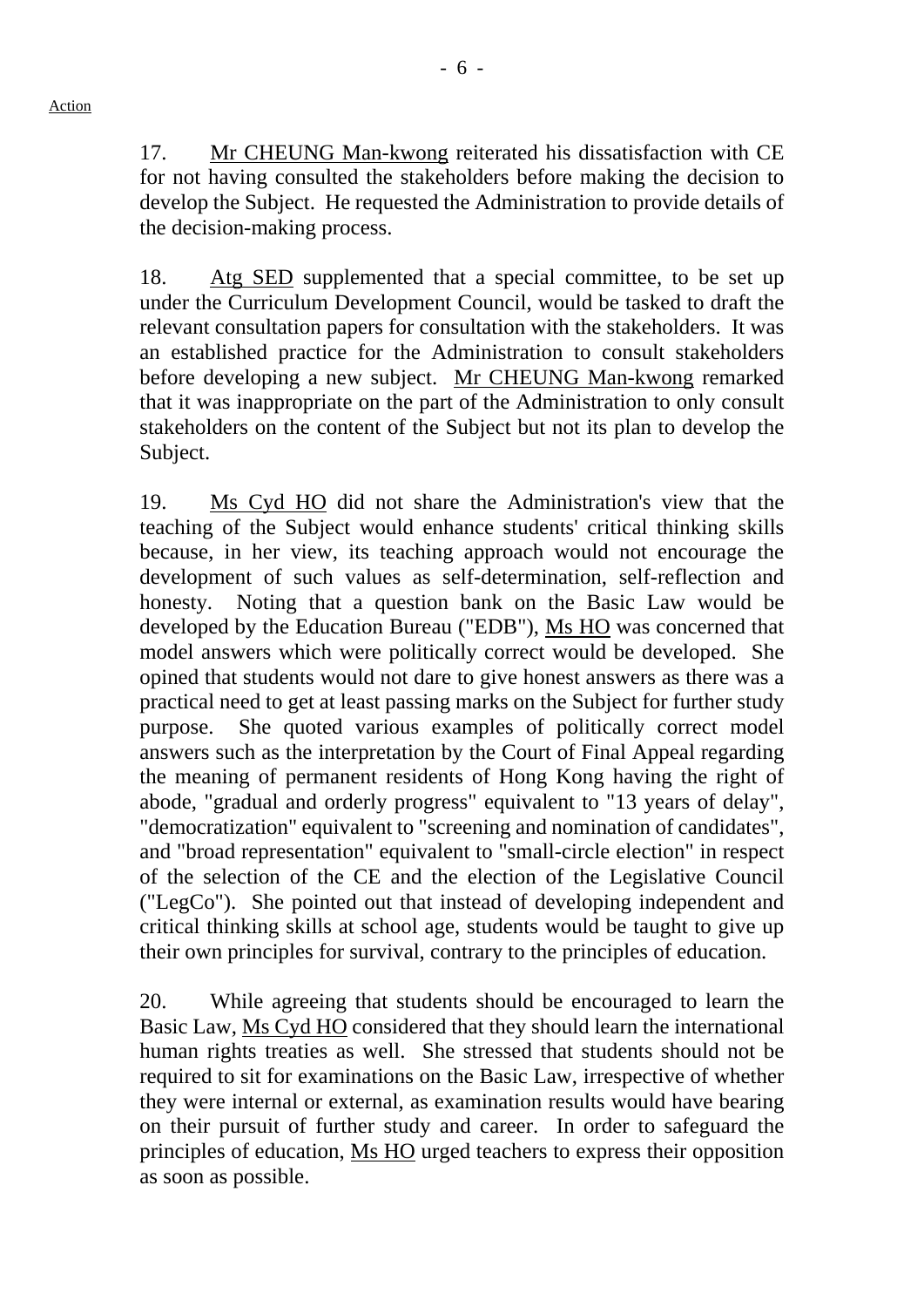Action

17. Mr CHEUNG Man-kwong reiterated his dissatisfaction with CE for not having consulted the stakeholders before making the decision to develop the Subject. He requested the Administration to provide details of the decision-making process.

18. Atg SED supplemented that a special committee, to be set up under the Curriculum Development Council, would be tasked to draft the relevant consultation papers for consultation with the stakeholders. It was an established practice for the Administration to consult stakeholders before developing a new subject. Mr CHEUNG Man-kwong remarked that it was inappropriate on the part of the Administration to only consult stakeholders on the content of the Subject but not its plan to develop the Subject.

19. Ms Cyd HO did not share the Administration's view that the teaching of the Subject would enhance students' critical thinking skills because, in her view, its teaching approach would not encourage the development of such values as self-determination, self-reflection and honesty. Noting that a question bank on the Basic Law would be developed by the Education Bureau ("EDB"), Ms HO was concerned that model answers which were politically correct would be developed. She opined that students would not dare to give honest answers as there was a practical need to get at least passing marks on the Subject for further study purpose. She quoted various examples of politically correct model answers such as the interpretation by the Court of Final Appeal regarding the meaning of permanent residents of Hong Kong having the right of abode, "gradual and orderly progress" equivalent to "13 years of delay", "democratization" equivalent to "screening and nomination of candidates", and "broad representation" equivalent to "small-circle election" in respect of the selection of the CE and the election of the Legislative Council ("LegCo"). She pointed out that instead of developing independent and critical thinking skills at school age, students would be taught to give up their own principles for survival, contrary to the principles of education.

20. While agreeing that students should be encouraged to learn the Basic Law, Ms Cyd HO considered that they should learn the international human rights treaties as well. She stressed that students should not be required to sit for examinations on the Basic Law, irrespective of whether they were internal or external, as examination results would have bearing on their pursuit of further study and career. In order to safeguard the principles of education, Ms HO urged teachers to express their opposition as soon as possible.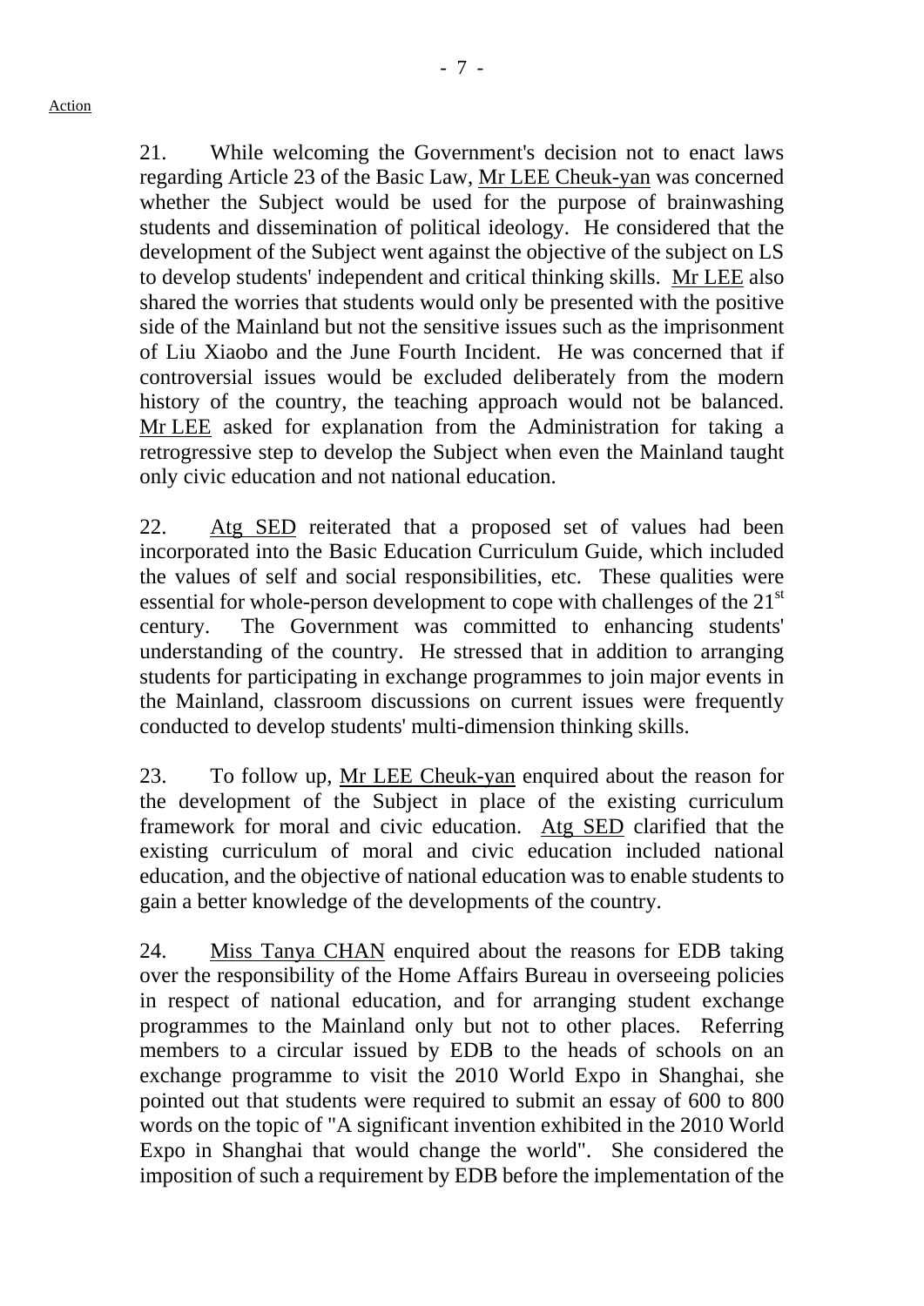Action

21. While welcoming the Government's decision not to enact laws regarding Article 23 of the Basic Law, Mr LEE Cheuk-yan was concerned whether the Subject would be used for the purpose of brainwashing students and dissemination of political ideology. He considered that the development of the Subject went against the objective of the subject on LS to develop students' independent and critical thinking skills. Mr LEE also shared the worries that students would only be presented with the positive side of the Mainland but not the sensitive issues such as the imprisonment of Liu Xiaobo and the June Fourth Incident. He was concerned that if controversial issues would be excluded deliberately from the modern history of the country, the teaching approach would not be balanced. Mr LEE asked for explanation from the Administration for taking a retrogressive step to develop the Subject when even the Mainland taught only civic education and not national education.

22. Atg SED reiterated that a proposed set of values had been incorporated into the Basic Education Curriculum Guide, which included the values of self and social responsibilities, etc. These qualities were essential for whole-person development to cope with challenges of the 21st century. The Government was committed to enhancing students' understanding of the country. He stressed that in addition to arranging students for participating in exchange programmes to join major events in the Mainland, classroom discussions on current issues were frequently conducted to develop students' multi-dimension thinking skills.

23. To follow up, Mr LEE Cheuk-yan enquired about the reason for the development of the Subject in place of the existing curriculum framework for moral and civic education. Atg SED clarified that the existing curriculum of moral and civic education included national education, and the objective of national education was to enable students to gain a better knowledge of the developments of the country.

24. Miss Tanya CHAN enquired about the reasons for EDB taking over the responsibility of the Home Affairs Bureau in overseeing policies in respect of national education, and for arranging student exchange programmes to the Mainland only but not to other places. Referring members to a circular issued by EDB to the heads of schools on an exchange programme to visit the 2010 World Expo in Shanghai, she pointed out that students were required to submit an essay of 600 to 800 words on the topic of "A significant invention exhibited in the 2010 World Expo in Shanghai that would change the world". She considered the imposition of such a requirement by EDB before the implementation of the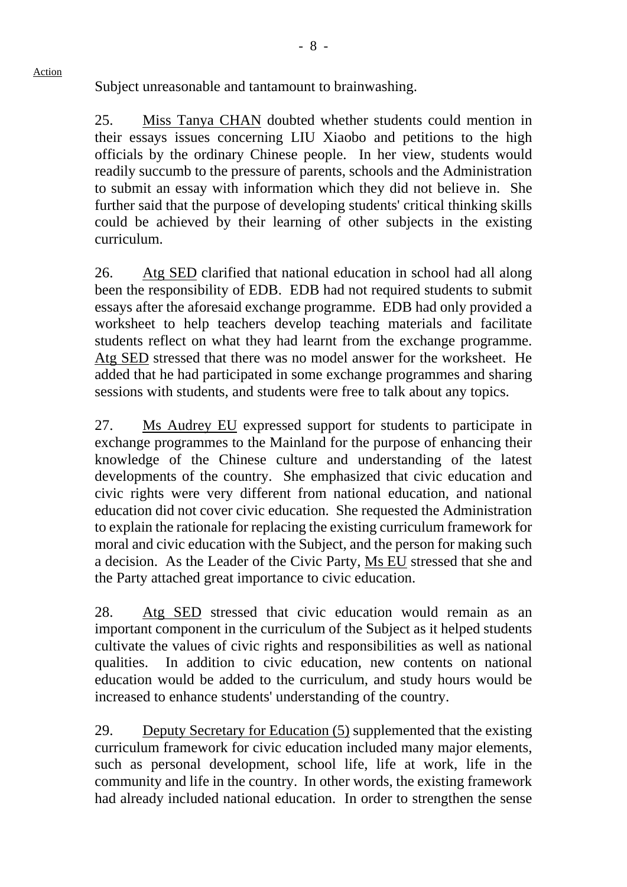Action

Subject unreasonable and tantamount to brainwashing.

25. Miss Tanya CHAN doubted whether students could mention in their essays issues concerning LIU Xiaobo and petitions to the high officials by the ordinary Chinese people. In her view, students would readily succumb to the pressure of parents, schools and the Administration to submit an essay with information which they did not believe in. She further said that the purpose of developing students' critical thinking skills could be achieved by their learning of other subjects in the existing curriculum.

26. Atg SED clarified that national education in school had all along been the responsibility of EDB. EDB had not required students to submit essays after the aforesaid exchange programme. EDB had only provided a worksheet to help teachers develop teaching materials and facilitate students reflect on what they had learnt from the exchange programme. Atg SED stressed that there was no model answer for the worksheet. He added that he had participated in some exchange programmes and sharing sessions with students, and students were free to talk about any topics.

27. Ms Audrey EU expressed support for students to participate in exchange programmes to the Mainland for the purpose of enhancing their knowledge of the Chinese culture and understanding of the latest developments of the country. She emphasized that civic education and civic rights were very different from national education, and national education did not cover civic education. She requested the Administration to explain the rationale for replacing the existing curriculum framework for moral and civic education with the Subject, and the person for making such a decision. As the Leader of the Civic Party, Ms EU stressed that she and the Party attached great importance to civic education.

28. Atg SED stressed that civic education would remain as an important component in the curriculum of the Subject as it helped students cultivate the values of civic rights and responsibilities as well as national qualities. In addition to civic education, new contents on national education would be added to the curriculum, and study hours would be increased to enhance students' understanding of the country.

29. Deputy Secretary for Education (5) supplemented that the existing curriculum framework for civic education included many major elements, such as personal development, school life, life at work, life in the community and life in the country. In other words, the existing framework had already included national education. In order to strengthen the sense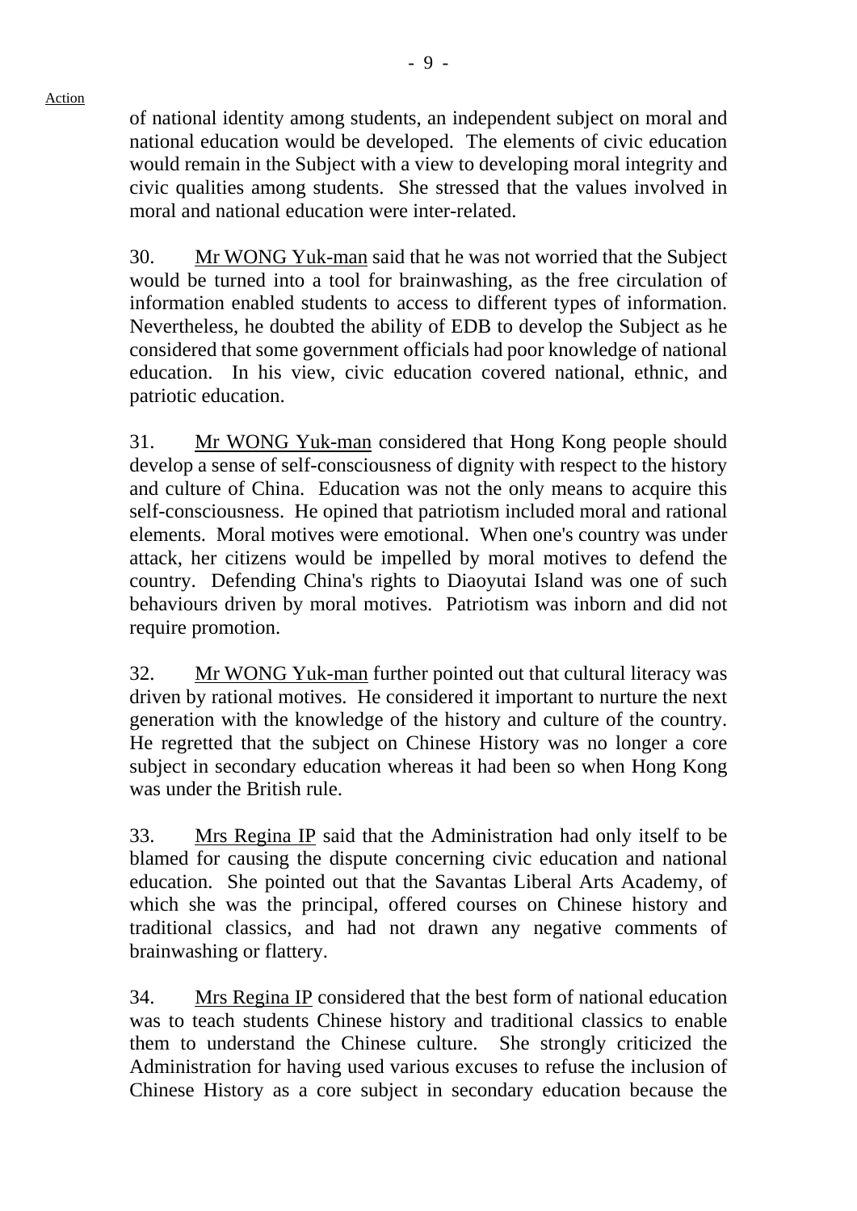of national identity among students, an independent subject on moral and national education would be developed. The elements of civic education would remain in the Subject with a view to developing moral integrity and civic qualities among students. She stressed that the values involved in moral and national education were inter-related.

30. Mr WONG Yuk-man said that he was not worried that the Subject would be turned into a tool for brainwashing, as the free circulation of information enabled students to access to different types of information. Nevertheless, he doubted the ability of EDB to develop the Subject as he considered that some government officials had poor knowledge of national education. In his view, civic education covered national, ethnic, and patriotic education.

31. Mr WONG Yuk-man considered that Hong Kong people should develop a sense of self-consciousness of dignity with respect to the history and culture of China. Education was not the only means to acquire this self-consciousness. He opined that patriotism included moral and rational elements. Moral motives were emotional. When one's country was under attack, her citizens would be impelled by moral motives to defend the country. Defending China's rights to Diaoyutai Island was one of such behaviours driven by moral motives. Patriotism was inborn and did not require promotion.

32. Mr WONG Yuk-man further pointed out that cultural literacy was driven by rational motives. He considered it important to nurture the next generation with the knowledge of the history and culture of the country. He regretted that the subject on Chinese History was no longer a core subject in secondary education whereas it had been so when Hong Kong was under the British rule.

33. Mrs Regina IP said that the Administration had only itself to be blamed for causing the dispute concerning civic education and national education. She pointed out that the Savantas Liberal Arts Academy, of which she was the principal, offered courses on Chinese history and traditional classics, and had not drawn any negative comments of brainwashing or flattery.

34. Mrs Regina IP considered that the best form of national education was to teach students Chinese history and traditional classics to enable them to understand the Chinese culture. She strongly criticized the Administration for having used various excuses to refuse the inclusion of Chinese History as a core subject in secondary education because the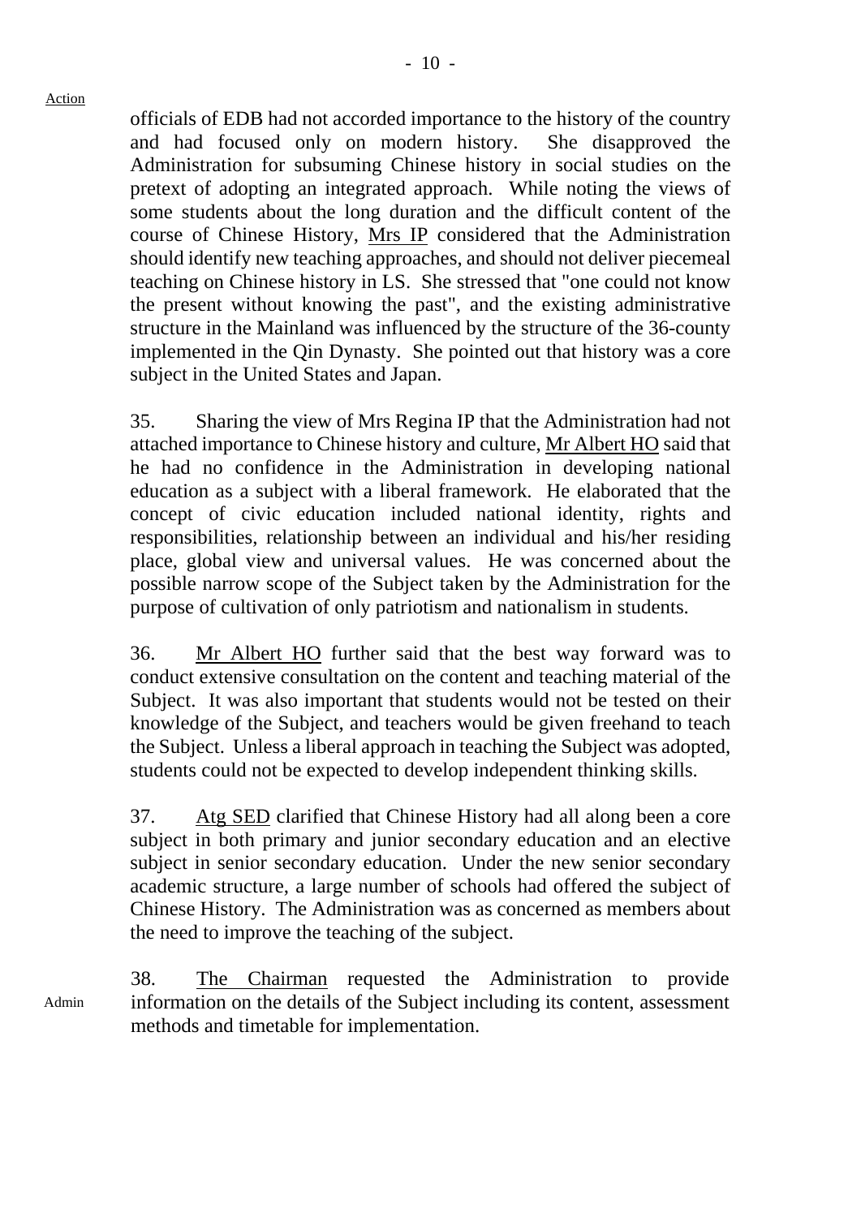Action

officials of EDB had not accorded importance to the history of the country and had focused only on modern history. She disapproved the Administration for subsuming Chinese history in social studies on the pretext of adopting an integrated approach. While noting the views of some students about the long duration and the difficult content of the course of Chinese History, Mrs IP considered that the Administration should identify new teaching approaches, and should not deliver piecemeal teaching on Chinese history in LS. She stressed that "one could not know the present without knowing the past", and the existing administrative structure in the Mainland was influenced by the structure of the 36-county implemented in the Qin Dynasty. She pointed out that history was a core subject in the United States and Japan.

35. Sharing the view of Mrs Regina IP that the Administration had not attached importance to Chinese history and culture, Mr Albert HO said that he had no confidence in the Administration in developing national education as a subject with a liberal framework. He elaborated that the concept of civic education included national identity, rights and responsibilities, relationship between an individual and his/her residing place, global view and universal values. He was concerned about the possible narrow scope of the Subject taken by the Administration for the purpose of cultivation of only patriotism and nationalism in students.

36. Mr Albert HO further said that the best way forward was to conduct extensive consultation on the content and teaching material of the Subject. It was also important that students would not be tested on their knowledge of the Subject, and teachers would be given freehand to teach the Subject. Unless a liberal approach in teaching the Subject was adopted, students could not be expected to develop independent thinking skills.

37. Atg SED clarified that Chinese History had all along been a core subject in both primary and junior secondary education and an elective subject in senior secondary education. Under the new senior secondary academic structure, a large number of schools had offered the subject of Chinese History. The Administration was as concerned as members about the need to improve the teaching of the subject.

Admin

38. The Chairman requested the Administration to provide information on the details of the Subject including its content, assessment methods and timetable for implementation.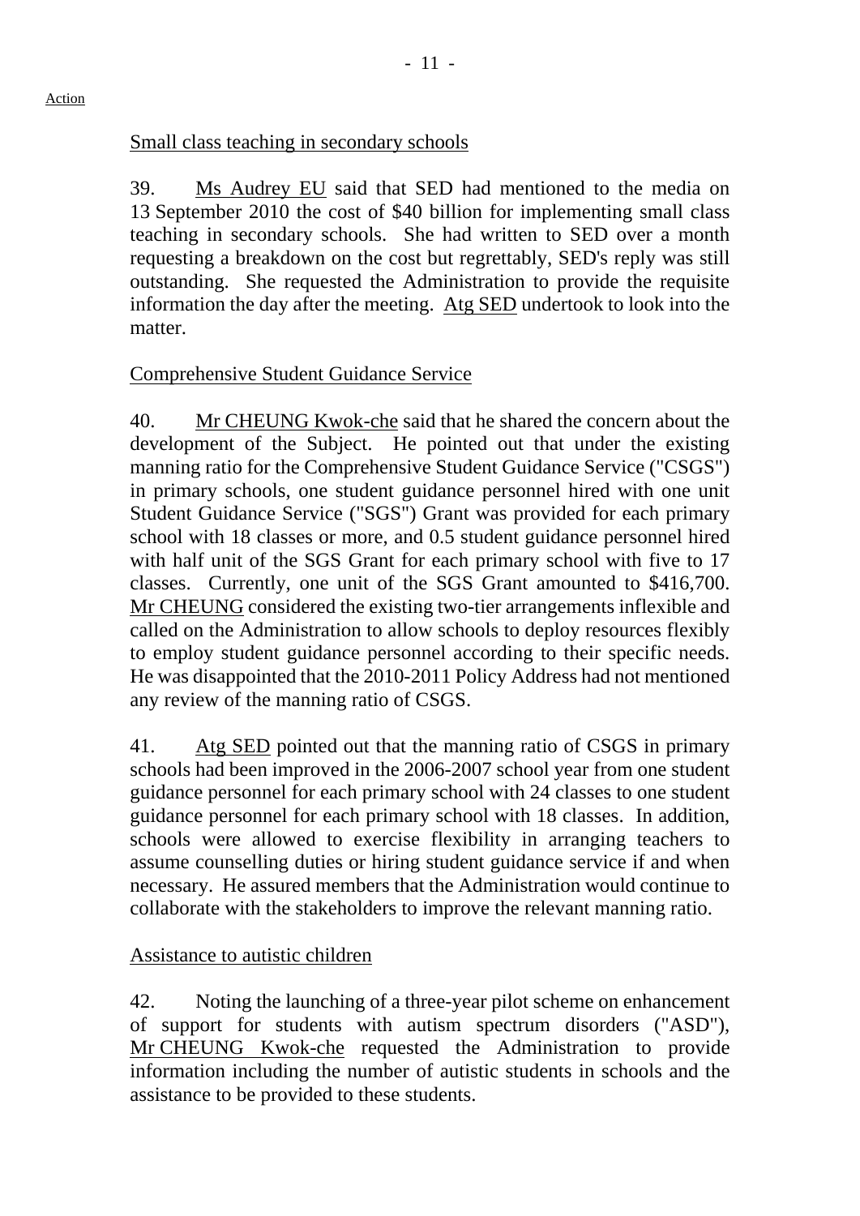Action

Small class teaching in secondary schools

39. Ms Audrey EU said that SED had mentioned to the media on 13 September 2010 the cost of $40 billion for implementing small class teaching in secondary schools. She had written to SED over a month requesting a breakdown on the cost but regrettably, SED's reply was still outstanding. She requested the Administration to provide the requisite information the day after the meeting. Atg SED undertook to look into the matter.

Comprehensive Student Guidance Service

40. Mr CHEUNG Kwok-che said that he shared the concern about the development of the Subject. He pointed out that under the existing manning ratio for the Comprehensive Student Guidance Service ("CSGS") in primary schools, one student guidance personnel hired with one unit Student Guidance Service ("SGS") Grant was provided for each primary school with 18 classes or more, and 0.5 student guidance personnel hired with half unit of the SGS Grant for each primary school with five to 17 classes. Currently, one unit of the SGS Grant amounted to $416,700. Mr CHEUNG considered the existing two-tier arrangements inflexible and called on the Administration to allow schools to deploy resources flexibly to employ student guidance personnel according to their specific needs. He was disappointed that the 2010-2011 Policy Address had not mentioned any review of the manning ratio of CSGS.

41. Atg SED pointed out that the manning ratio of CSGS in primary schools had been improved in the 2006-2007 school year from one student guidance personnel for each primary school with 24 classes to one student guidance personnel for each primary school with 18 classes. In addition, schools were allowed to exercise flexibility in arranging teachers to assume counselling duties or hiring student guidance service if and when necessary. He assured members that the Administration would continue to collaborate with the stakeholders to improve the relevant manning ratio.

Assistance to autistic children

42. Noting the launching of a three-year pilot scheme on enhancement of support for students with autism spectrum disorders ("ASD"), Mr CHEUNG Kwok-che requested the Administration to provide information including the number of autistic students in schools and the assistance to be provided to these students.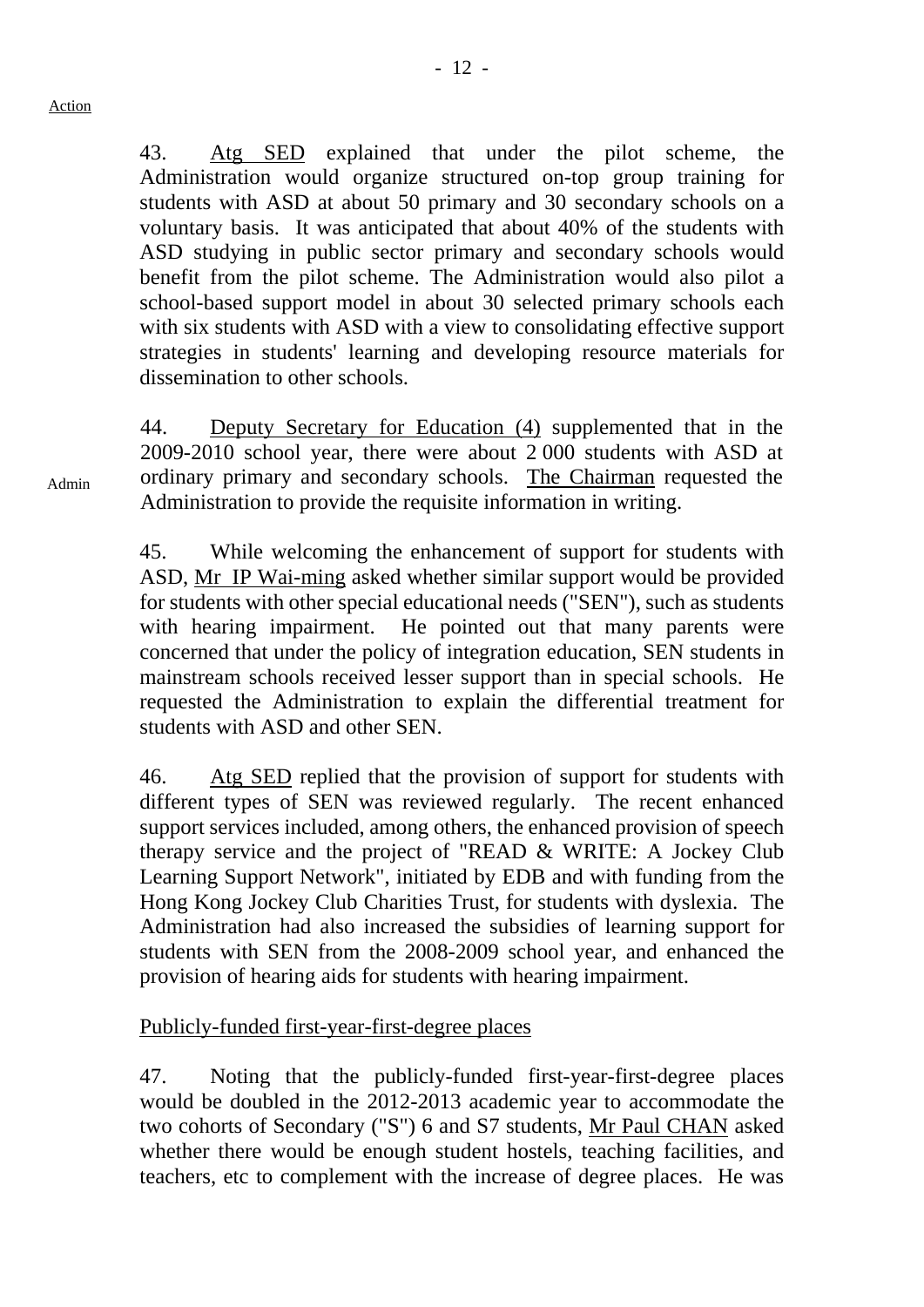Action

43. Atg SED explained that under the pilot scheme, the Administration would organize structured on-top group training for students with ASD at about 50 primary and 30 secondary schools on a voluntary basis. It was anticipated that about 40% of the students with ASD studying in public sector primary and secondary schools would benefit from the pilot scheme. The Administration would also pilot a school-based support model in about 30 selected primary schools each with six students with ASD with a view to consolidating effective support strategies in students' learning and developing resource materials for dissemination to other schools.

44. Deputy Secretary for Education (4) supplemented that in the 2009-2010 school year, there were about 2 000 students with ASD at ordinary primary and secondary schools. The Chairman requested the Administration to provide the requisite information in writing. — Admin

45. While welcoming the enhancement of support for students with ASD, Mr IP Wai-ming asked whether similar support would be provided for students with other special educational needs ("SEN"), such as students with hearing impairment. He pointed out that many parents were concerned that under the policy of integration education, SEN students in mainstream schools received lesser support than in special schools. He requested the Administration to explain the differential treatment for students with ASD and other SEN.

46. Atg SED replied that the provision of support for students with different types of SEN was reviewed regularly. The recent enhanced support services included, among others, the enhanced provision of speech therapy service and the project of "READ & WRITE: A Jockey Club Learning Support Network", initiated by EDB and with funding from the Hong Kong Jockey Club Charities Trust, for students with dyslexia. The Administration had also increased the subsidies of learning support for students with SEN from the 2008-2009 school year, and enhanced the provision of hearing aids for students with hearing impairment.

Publicly-funded first-year-first-degree places

47. Noting that the publicly-funded first-year-first-degree places would be doubled in the 2012-2013 academic year to accommodate the two cohorts of Secondary ("S") 6 and S7 students, Mr Paul CHAN asked whether there would be enough student hostels, teaching facilities, and teachers, etc to complement with the increase of degree places. He was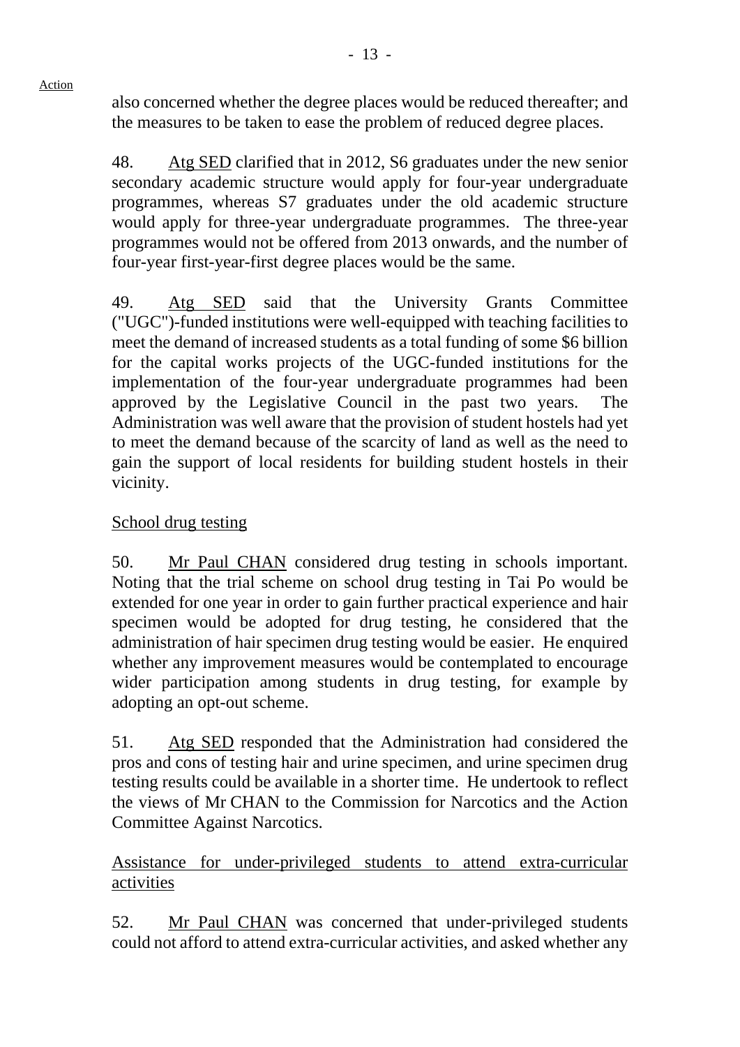also concerned whether the degree places would be reduced thereafter; and the measures to be taken to ease the problem of reduced degree places.

48. Atg SED clarified that in 2012, S6 graduates under the new senior secondary academic structure would apply for four-year undergraduate programmes, whereas S7 graduates under the old academic structure would apply for three-year undergraduate programmes. The three-year programmes would not be offered from 2013 onwards, and the number of four-year first-year-first degree places would be the same.

49. Atg SED said that the University Grants Committee ("UGC")-funded institutions were well-equipped with teaching facilities to meet the demand of increased students as a total funding of some $6 billion for the capital works projects of the UGC-funded institutions for the implementation of the four-year undergraduate programmes had been approved by the Legislative Council in the past two years. The Administration was well aware that the provision of student hostels had yet to meet the demand because of the scarcity of land as well as the need to gain the support of local residents for building student hostels in their vicinity.

School drug testing

50. Mr Paul CHAN considered drug testing in schools important. Noting that the trial scheme on school drug testing in Tai Po would be extended for one year in order to gain further practical experience and hair specimen would be adopted for drug testing, he considered that the administration of hair specimen drug testing would be easier. He enquired whether any improvement measures would be contemplated to encourage wider participation among students in drug testing, for example by adopting an opt-out scheme.

51. Atg SED responded that the Administration had considered the pros and cons of testing hair and urine specimen, and urine specimen drug testing results could be available in a shorter time. He undertook to reflect the views of Mr CHAN to the Commission for Narcotics and the Action Committee Against Narcotics.

Assistance for under-privileged students to attend extra-curricular activities

52. Mr Paul CHAN was concerned that under-privileged students could not afford to attend extra-curricular activities, and asked whether any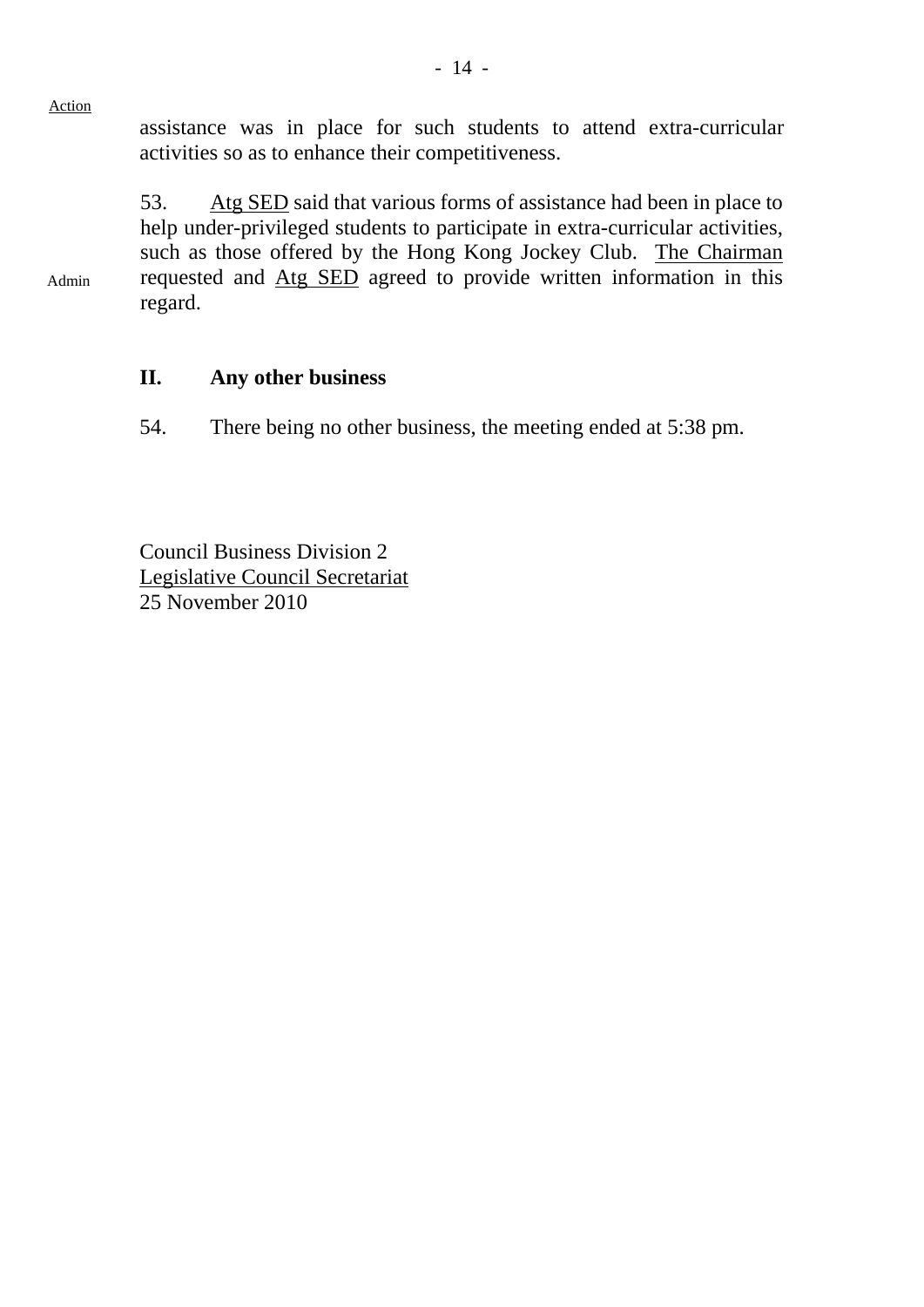Action

assistance was in place for such students to attend extra-curricular activities so as to enhance their competitiveness.

53. Atg SED said that various forms of assistance had been in place to help under-privileged students to participate in extra-curricular activities, such as those offered by the Hong Kong Jockey Club. The Chairman requested and Atg SED agreed to provide written information in this regard.

Admin

**II. Any other business**

54. There being no other business, the meeting ended at 5:38 pm.

Council Business Division 2
Legislative Council Secretariat
25 November 2010